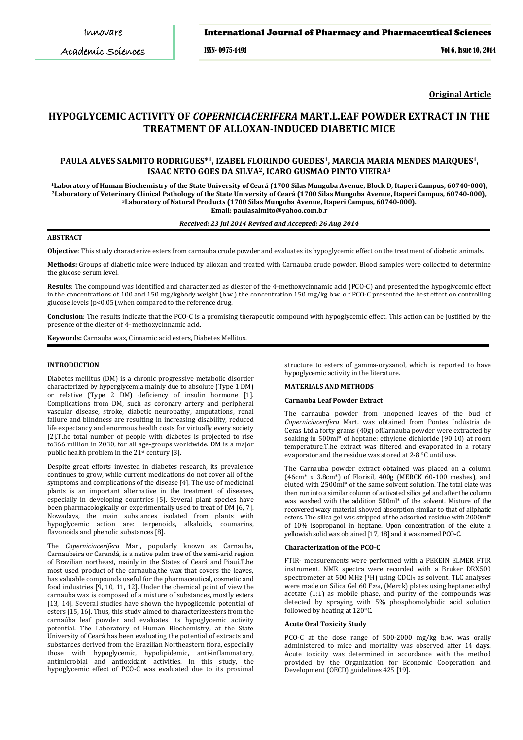Original Article

# HYPOGLYCEMIC ACTIVITY OF *COPERNICIACERIFERA* MART.L.EAF POWDER EXTRACT IN THE TREATMENT OF ALLOXAN-INDUCED DIABETIC MICE

**PAULA ALVES SALMITO RODRIGUES*[1], IZABEL FLORINDO GUEDES[1], MARCIA MARIA MENDES MARQUES[1], ISAAC NETO GOES DA SILVA[2], ICARO GUSMAO PINTO VIEIRA[3]**

[1]Laboratory of Human Biochemistry of the State University of Ceará (1700 Silas Munguba Avenue, Block D, Itaperi Campus, 60740-000), [2]Laboratory of Veterinary Clinical Pathology of the State University of Ceará (1700 Silas Munguba Avenue, Itaperi Campus, 60740-000), [3]Laboratory of Natural Products (1700 Silas Munguba Avenue, Itaperi Campus, 60740-000).
Email: paulasalmito@yahoo.com.b.r

*Received: 23 Jul 2014 Revised and Accepted: 26 Aug 2014*

## ABSTRACT

**Objective**: This study characterize esters from carnauba crude powder and evaluates its hypoglycemic effect on the treatment of diabetic animals.

**Methods:** Groups of diabetic mice were induced by alloxan and treated with Carnauba crude powder. Blood samples were collected to determine the glucose serum level.

**Results**: The compound was identified and characterized as diester of the 4-methoxycinnamic acid (PCO-C) and presented the hypoglycemic effect in the concentrations of 100 and 150 mg/kgbody weight (b.w.) the concentration 150 mg/kg b.w..o.f PCO-C presented the best effect on controlling glucose levels ($p<0.05$),when compared to the reference drug.

**Conclusion**: The results indicate that the PCO-C is a promising therapeutic compound with hypoglycemic effect. This action can be justified by the presence of the diester of 4- methoxycinnamic acid.

**Keywords:** Carnauba wax, Cinnamic acid esters, Diabetes Mellitus.

## INTRODUCTION

Diabetes mellitus (DM) is a chronic progressive metabolic disorder characterized by hyperglycemia mainly due to absolute (Type 1 DM) or relative (Type 2 DM) deficiency of insulin hormone [1]. Complications from DM, such as coronary artery and peripheral vascular disease, stroke, diabetic neuropathy, amputations, renal failure and blindness are resulting in increasing disability, reduced life expectancy and enormous health costs for virtually every society [2].T.he total number of people with diabetes is projected to rise to366 million in 2030, for all age-groups worldwide. DM is a major public health problem in the 21st century [3].

Despite great efforts invested in diabetes research, its prevalence continues to grow, while current medications do not cover all of the symptoms and complications of the disease [4]. The use of medicinal plants is an important alternative in the treatment of diseases, especially in developing countries [5]. Several plant species have been pharmacologically or experimentally used to treat of DM [6, 7]. Nowadays, the main substances isolated from plants with hypoglycemic action are: terpenoids, alkaloids, coumarins, flavonoids and phenolic substances [8].

The *Coperniciacerifera* Mart, popularly known as Carnauba, Carnaubeira or Carandá, is a native palm tree of the semi-arid region of Brazilian northeast, mainly in the States of Ceará and Piauí.T.he most used product of the carnauba,the wax that covers the leaves, has valuable compounds useful for the pharmaceutical, cosmetic and food industries [9, 10, 11, 12]. Under the chemical point of view the carnauba wax is composed of a mixture of substances, mostly esters [13, 14]. Several studies have shown the hypoglicemic potential of esters [15, 16]. Thus, this study aimed to characterizeesters from the carnaúba leaf powder and evaluates its hypoglycemic activity potential. The Laboratory of Human Biochemistry, at the State University of Ceará has been evaluating the potential of extracts and substances derived from the Brazilian Northeastern flora, especially those with hypoglycemic, hypolipidemic, anti-inflammatory, antimicrobial and antioxidant activities. In this study, the hypoglycemic effect of PCO-C was evaluated due to its proximal structure to esters of gamma-oryzanol, which is reported to have hypoglycemic activity in the literature.

## MATERIALS AND METHODS

### Carnauba Leaf Powder Extract

The carnauba powder from unopened leaves of the bud of *Coperniciacerifera* Mart. was obtained from Pontes Indústria de Ceras Ltd a forty grams (40g) ofCarnauba powder were extracted by soaking in 500ml* of heptane: ethylene dichloride (90:10) at room temperature.T.he extract was filtered and evaporated in a rotary evaporator and the residue was stored at 2-8 °C until use.

The Carnauba powder extract obtained was placed on a column (46cm* x 3.8cm*) of Florisil, 400g (MERCK 60-100 meshes), and eluted with 2500ml* of the same solvent solution. The total elate was then run into a similar column of activated silica gel and after the column was washed with the addition 500ml* of the solvent. Mixture of the recovered waxy material showed absorption similar to that of aliphatic esters. The silica gel was stripped of the adsorbed residue with 2000ml* of 10% isopropanol in heptane. Upon concentration of the elute a yellowish solid was obtained [17, 18] and it was named PCO-C.

### Characterization of the PCO-C

FTIR- measurements were performed with a PEKEIN ELMER FTIR instrument. NMR spectra were recorded with a Bruker DRX500 spectrometer at 500 MHz ($^1H$) using $CDCl_3$ as solvent. TLC analyses were made on Silica Gel 60 $F_{254}$, (Merck) plates using heptane: ethyl acetate (1:1) as mobile phase, and purity of the compounds was detected by spraying with 5% phosphomolybidic acid solution followed by heating at 120°C.

### Acute Oral Toxicity Study

PCO-C at the dose range of 500-2000 mg/kg b.w. was orally administered to mice and mortality was observed after 14 days. Acute toxicity was determined in accordance with the method provided by the Organization for Economic Cooperation and Development (OECD) guidelines 425 [19].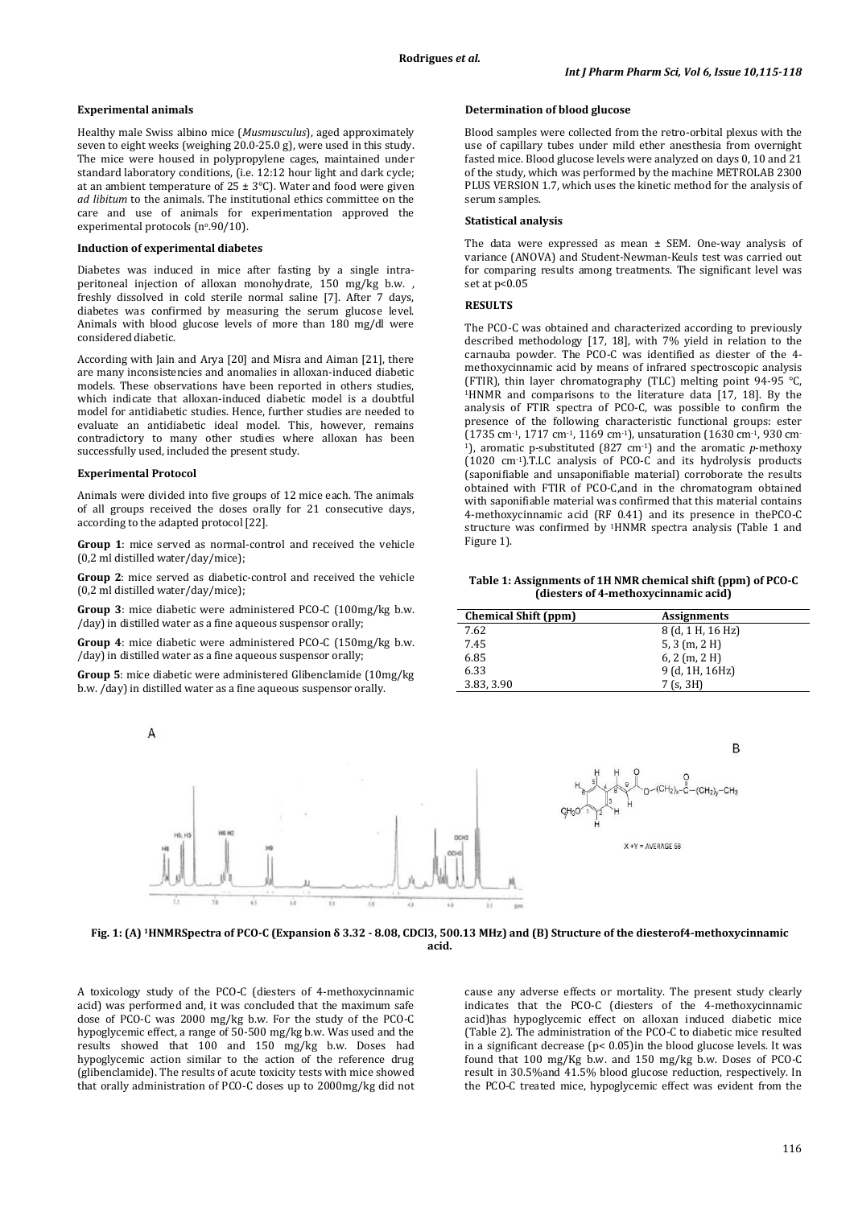### Experimental animals

Healthy male Swiss albino mice (*Musmusculus*), aged approximately seven to eight weeks (weighing 20.0-25.0 g), were used in this study. The mice were housed in polypropylene cages, maintained under standard laboratory conditions, (i.e. 12:12 hour light and dark cycle; at an ambient temperature of 25 ± 3°C). Water and food were given *ad libitum* to the animals. The institutional ethics committee on the care and use of animals for experimentation approved the experimental protocols (nº.90/10).

### Induction of experimental diabetes

Diabetes was induced in mice after fasting by a single intra-peritoneal injection of alloxan monohydrate, 150 mg/kg b.w. , freshly dissolved in cold sterile normal saline [7]. After 7 days, diabetes was confirmed by measuring the serum glucose level. Animals with blood glucose levels of more than 180 mg/dl were considered diabetic.

According with Jain and Arya [20] and Misra and Aiman [21], there are many inconsistencies and anomalies in alloxan-induced diabetic models. These observations have been reported in others studies, which indicate that alloxan-induced diabetic model is a doubtful model for antidiabetic studies. Hence, further studies are needed to evaluate an antidiabetic ideal model. This, however, remains contradictory to many other studies where alloxan has been successfully used, included the present study.

### Experimental Protocol

Animals were divided into five groups of 12 mice each. The animals of all groups received the doses orally for 21 consecutive days, according to the adapted protocol [22].

**Group 1**: mice served as normal-control and received the vehicle (0,2 ml distilled water/day/mice);

**Group 2**: mice served as diabetic-control and received the vehicle (0,2 ml distilled water/day/mice);

**Group 3**: mice diabetic were administered PCO-C (100mg/kg b.w. /day) in distilled water as a fine aqueous suspensor orally;

**Group 4**: mice diabetic were administered PCO-C (150mg/kg b.w. /day) in distilled water as a fine aqueous suspensor orally;

**Group 5**: mice diabetic were administered Glibenclamide (10mg/kg b.w. /day) in distilled water as a fine aqueous suspensor orally.

### Determination of blood glucose

Blood samples were collected from the retro-orbital plexus with the use of capillary tubes under mild ether anesthesia from overnight fasted mice. Blood glucose levels were analyzed on days 0, 10 and 21 of the study, which was performed by the machine METROLAB 2300 PLUS VERSION 1.7, which uses the kinetic method for the analysis of serum samples.

### Statistical analysis

The data were expressed as mean ± SEM. One-way analysis of variance (ANOVA) and Student-Newman-Keuls test was carried out for comparing results among treatments. The significant level was set at $p<0.05$

## RESULTS

The PCO-C was obtained and characterized according to previously described methodology [17, 18], with 7% yield in relation to the carnauba powder. The PCO-C was identified as diester of the 4-methoxycinnamic acid by means of infrared spectroscopic analysis (FTIR), thin layer chromatography (TLC) melting point 94-95 °C, $^{1}$HNMR and comparisons to the literature data [17, 18]. By the analysis of FTIR spectra of PCO-C, was possible to confirm the presence of the following characteristic functional groups: ester (1735 cm$^{-1}$, 1717 cm$^{-1}$, 1169 cm$^{-1}$), unsaturation (1630 cm$^{-1}$, 930 cm$^{-1}$), aromatic p-substituted (827 cm$^{-1}$) and the aromatic *p*-methoxy (1020 cm$^{-1}$).T.LC analysis of PCO-C and its hydrolysis products (saponifiable and unsaponifiable material) corroborate the results obtained with FTIR of PCO-C,and in the chromatogram obtained with saponifiable material was confirmed that this material contains 4-methoxycinnamic acid (RF 0.41) and its presence in thePCO-C structure was confirmed by $^{1}$HNMR spectra analysis (Table 1 and Figure 1).

**Table 1: Assignments of 1H NMR chemical shift (ppm) of PCO-C (diesters of 4-methoxycinnamic acid)**

| Chemical Shift (ppm) | Assignments |
|---|---|
| 7.62 | 8 (d, 1 H, 16 Hz) |
| 7.45 | 5, 3 (m, 2 H) |
| 6.85 | 6, 2 (m, 2 H) |
| 6.33 | 9 (d, 1H, 16Hz) |
| 3.83, 3.90 | 7 (s, 3H) |

**Fig. 1: (A) $^{1}$HNMRSpectra of PCO-C (Expansion δ 3.32 - 8.08, CDCl3, 500.13 MHz) and (B) Structure of the diesterof4-methoxycinnamic acid.**

A toxicology study of the PCO-C (diesters of 4-methoxycinnamic acid) was performed and, it was concluded that the maximum safe dose of PCO-C was 2000 mg/kg b.w. For the study of the PCO-C hypoglycemic effect, a range of 50-500 mg/kg b.w. Was used and the results showed that 100 and 150 mg/kg b.w. Doses had hypoglycemic action similar to the action of the reference drug (glibenclamide). The results of acute toxicity tests with mice showed that orally administration of PCO-C doses up to 2000mg/kg did not cause any adverse effects or mortality. The present study clearly indicates that the PCO-C (diesters of the 4-methoxycinnamic acid)has hypoglycemic effect on alloxan induced diabetic mice (Table 2). The administration of the PCO-C to diabetic mice resulted in a significant decrease ($p< 0.05$)in the blood glucose levels. It was found that 100 mg/Kg b.w. and 150 mg/kg b.w. Doses of PCO-C result in 30.5%and 41.5% blood glucose reduction, respectively. In the PCO-C treated mice, hypoglycemic effect was evident from the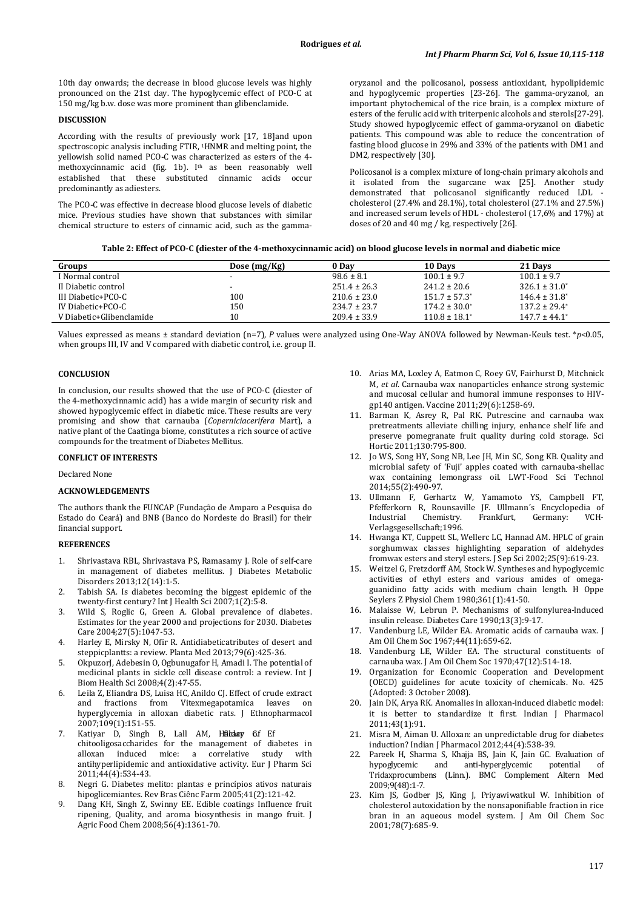10th day onwards; the decrease in blood glucose levels was highly pronounced on the 21st day. The hypoglycemic effect of PCO-C at 150 mg/kg b.w. dose was more prominent than glibenclamide.

## DISCUSSION

According with the results of previously work [17, 18]and upon spectroscopic analysis including FTIR, $^1$HNMR and melting point, the yellowish solid named PCO-C was characterized as esters of the 4-methoxycinnamic acid (fig. 1b). I[th] as been reasonably well established that these substituted cinnamic acids occur predominantly as adiesters.

The PCO-C was effective in decrease blood glucose levels of diabetic mice. Previous studies have shown that substances with similar chemical structure to esters of cinnamic acid, such as the gamma-oryzanol and the policosanol, possess antioxidant, hypolipidemic and hypoglycemic properties [23-26]. The gamma-oryzanol, an important phytochemical of the rice brain, is a complex mixture of esters of the ferulic acid with triterpenic alcohols and sterols[27-29]. Study showed hypoglycemic effect of gamma-oryzanol on diabetic patients. This compound was able to reduce the concentration of fasting blood glucose in 29% and 33% of the patients with DM1 and DM2, respectively [30].

Policosanol is a complex mixture of long-chain primary alcohols and it isolated from the sugarcane wax [25]. Another study demonstrated that policosanol significantly reduced LDL - cholesterol (27.4% and 28.1%), total cholesterol (27.1% and 27.5%) and increased serum levels of HDL - cholesterol (17,6% and 17%) at doses of 20 and 40 mg / kg, respectively [26].

**Table 2: Effect of PCO-C (diester of the 4-methoxycinnamic acid) on blood glucose levels in normal and diabetic mice**

| Groups | Dose (mg/Kg) | 0 Day | 10 Days | 21 Days |
|---|---|---|---|---|
| I Normal control | - | 98.6 ± 8.1 | 100.1 ± 9.7 | 100.1 ± 9.7 |
| II Diabetic control | - | 251.4 ± 26.3 | 241.2 ± 20.6 | 326.1 ± 31.0* |
| III Diabetic+PCO-C | 100 | 210.6 ± 23.0 | 151.7 ± 57.3* | 146.4 ± 31.8* |
| IV Diabetic+PCO-C | 150 | 234.7 ± 23.7 | 174.2 ± 30.0* | 137.2 ± 29.4* |
| V Diabetic+Glibenclamide | 10 | 209.4 ± 33.9 | 110.8 ± 18.1* | 147.7 ± 44.1* |

Values expressed as means ± standard deviation (n=7), *P* values were analyzed using One-Way ANOVA followed by Newman-Keuls test. *$p$<0.05, when groups III, IV and V compared with diabetic control, i.e. group II.

## CONCLUSION

In conclusion, our results showed that the use of PCO-C (diester of the 4-methoxycinnamic acid) has a wide margin of security risk and showed hypoglycemic effect in diabetic mice. These results are very promising and show that carnauba (*Coperniciacerifera* Mart), a native plant of the Caatinga biome, constitutes a rich source of active compounds for the treatment of Diabetes Mellitus.

## CONFLICT OF INTERESTS

Declared None

## ACKNOWLEDGEMENTS

The authors thank the FUNCAP (Fundação de Amparo a Pesquisa do Estado do Ceará) and BNB (Banco do Nordeste do Brasil) for their financial support.

## REFERENCES

1. Shrivastava RBL, Shrivastava PS, Ramasamy J. Role of self-care in management of diabetes mellitus. J Diabetes Metabolic Disorders 2013;12(14):1-5.
2. Tabish SA. Is diabetes becoming the biggest epidemic of the twenty-first century? Int J Health Sci 2007;1(2):5-8.
3. Wild S, Roglic G, Green A. Global prevalence of diabetes. Estimates for the year 2000 and projections for 2030. Diabetes Care 2004;27(5):1047-53.
4. Harley E, Mirsky N, Ofir R. Antidiabeticatributes of desert and steppicplantts: a review. Planta Med 2013;79(6):425-36.
5. OkpuzorJ, Adebesin O, Ogbunugafor H, Amadi I. The potential of medicinal plants in sickle cell disease control: a review. Int J Biom Health Sci 2008;4(2):47-55.
6. Leila Z, Eliandra DS, Luisa HC, Anildo CJ. Effect of crude extract and fractions from Vitexmegapotamica leaves on hyperglycemia in alloxan diabetic rats. J Ethnopharmacol 2007;109(1):151-55.
7. Katiyar D, Singh B, Lall AM, Haldar C. Ef chitooligosaccharides for the management of diabetes in alloxan induced mice: a correlative study with antihyperlipidemic and antioxidative activity. Eur J Pharm Sci 2011;44(4):534-43.
8. Negri G. Diabetes melito: plantas e princípios ativos naturais hipoglicemiantes. Rev Bras Ciênc Farm 2005;41(2):121-42.
9. Dang KH, Singh Z, Swinny EE. Edible coatings Influence fruit ripening, Quality, and aroma biosynthesis in mango fruit. J Agric Food Chem 2008;56(4):1361-70.
10. Arias MA, Loxley A, Eatmon C, Roey GV, Fairhurst D, Mitchnick M, *et al.* Carnauba wax nanoparticles enhance strong systemic and mucosal cellular and humoral immune responses to HIV-gp140 antigen. Vaccine 2011;29(6):1258-69.
11. Barman K, Asrey R, Pal RK. Putrescine and carnauba wax pretreatments alleviate chilling injury, enhance shelf life and preserve pomegranate fruit quality during cold storage. Sci Hortic 2011;130:795-800.
12. Jo WS, Song HY, Song NB, Lee JH, Min SC, Song KB. Quality and microbial safety of 'Fuji' apples coated with carnauba-shellac wax containing lemongrass oil. LWT-Food Sci Technol 2014;55(2):490-97.
13. Ullmann F, Gerhartz W, Yamamoto YS, Campbell FT, Pfefferkorn R, Rounsaville JF. Ullmann´s Encyclopedia of Industrial Chemistry. Frankfurt, Germany: VCH-Verlagsgesellschaft;1996.
14. Hwanga KT, Cuppett SL, Wellerc LC, Hannad AM. HPLC of grain sorghumwax classes highlighting separation of aldehydes fromwax esters and steryl esters. J Sep Sci 2002;25(9):619-23.
15. Weitzel G, Fretzdorff AM, Stock W. Syntheses and hypoglycemic activities of ethyl esters and various amides of omega-guanidino fatty acids with medium chain length. H Oppe Seylers Z Physiol Chem 1980;361(1):41-50.
16. Malaisse W, Lebrun P. Mechanisms of sulfonylurea-Induced insulin release. Diabetes Care 1990;13(3):9-17.
17. Vandenburg LE, Wilder EA. Aromatic acids of carnauba wax. J Am Oil Chem Soc 1967;44(11):659-62.
18. Vandenburg LE, Wilder EA. The structural constituents of carnauba wax. J Am Oil Chem Soc 1970;47(12):514-18.
19. Organization for Economic Cooperation and Development (OECD) guidelines for acute toxicity of chemicals. No. 425 (Adopted: 3 October 2008).
20. Jain DK, Arya RK. Anomalies in alloxan-induced diabetic model: it is better to standardize it first. Indian J Pharmacol 2011;43(1):91.
21. Misra M, Aiman U. Alloxan: an unpredictable drug for diabetes induction? Indian J Pharmacol 2012;44(4):538-39.
22. Pareek H, Sharma S, Khajja BS, Jain K, Jain GC. Evaluation of hypoglycemic and anti-hyperglycemic potential of Tridaxprocumbens (Linn.). BMC Complement Altern Med 2009;9(48):1-7.
23. Kim JS, Godber JS, King J, Priyawiwatkul W. Inhibition of cholesterol autoxidation by the nonsaponifiable fraction in rice bran in an aqueous model system. J Am Oil Chem Soc 2001;78(7):685-9.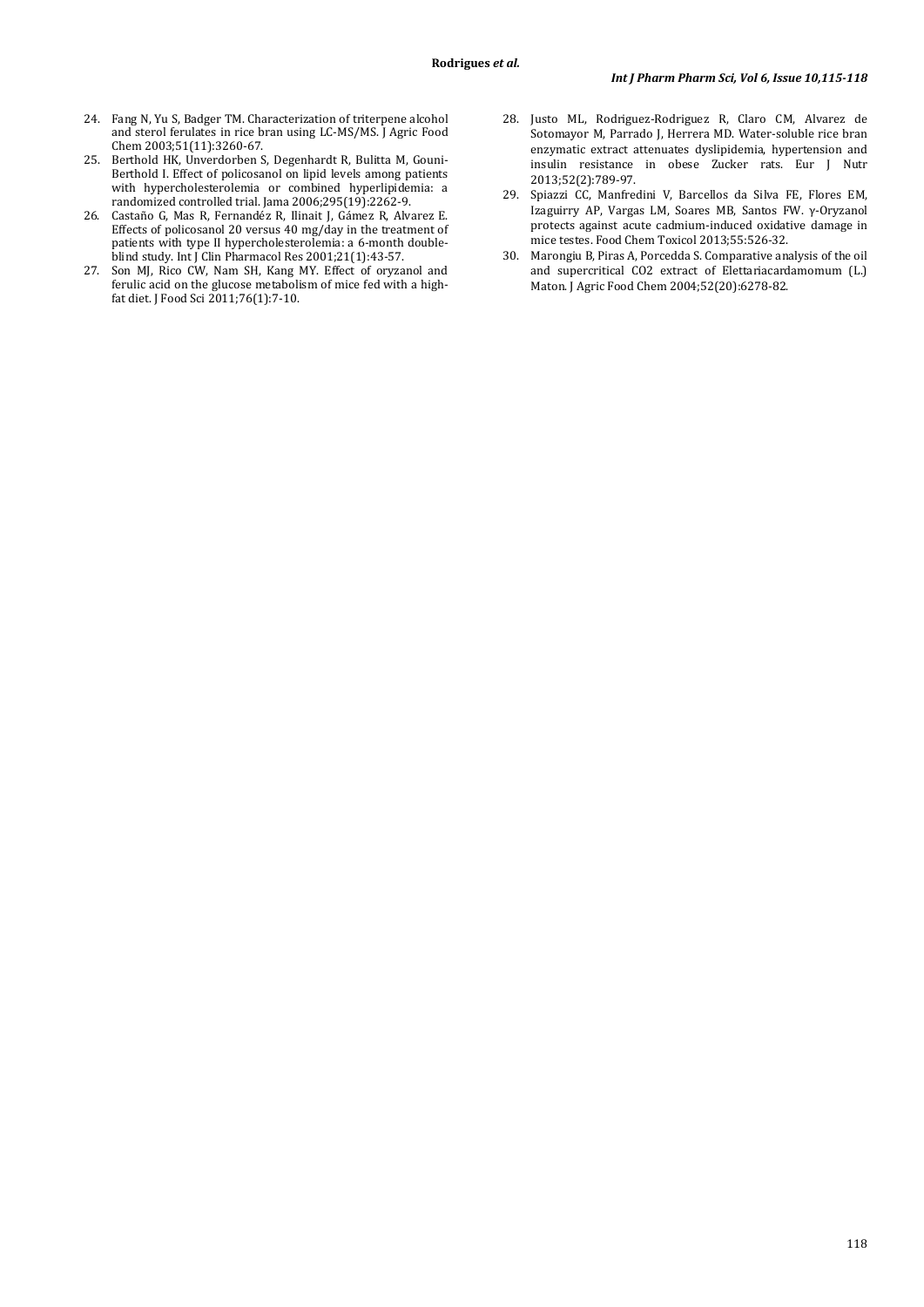24. Fang N, Yu S, Badger TM. Characterization of triterpene alcohol and sterol ferulates in rice bran using LC-MS/MS. J Agric Food Chem 2003;51(11):3260-67.
25. Berthold HK, Unverdorben S, Degenhardt R, Bulitta M, Gouni-Berthold I. Effect of policosanol on lipid levels among patients with hypercholesterolemia or combined hyperlipidemia: a randomized controlled trial. Jama 2006;295(19):2262-9.
26. Castaño G, Mas R, Fernandéz R, Ilinait J, Gámez R, Alvarez E. Effects of policosanol 20 versus 40 mg/day in the treatment of patients with type II hypercholesterolemia: a 6-month double-blind study. Int J Clin Pharmacol Res 2001;21(1):43-57.
27. Son MJ, Rico CW, Nam SH, Kang MY. Effect of oryzanol and ferulic acid on the glucose metabolism of mice fed with a high-fat diet. J Food Sci 2011;76(1):7-10.
28. Justo ML, Rodriguez-Rodriguez R, Claro CM, Alvarez de Sotomayor M, Parrado J, Herrera MD. Water-soluble rice bran enzymatic extract attenuates dyslipidemia, hypertension and insulin resistance in obese Zucker rats. Eur J Nutr 2013;52(2):789-97.
29. Spiazzi CC, Manfredini V, Barcellos da Silva FE, Flores EM, Izaguirry AP, Vargas LM, Soares MB, Santos FW. γ-Oryzanol protects against acute cadmium-induced oxidative damage in mice testes. Food Chem Toxicol 2013;55:526-32.
30. Marongiu B, Piras A, Porcedda S. Comparative analysis of the oil and supercritical CO2 extract of Elettariacardamomum (L.) Maton. J Agric Food Chem 2004;52(20):6278-82.